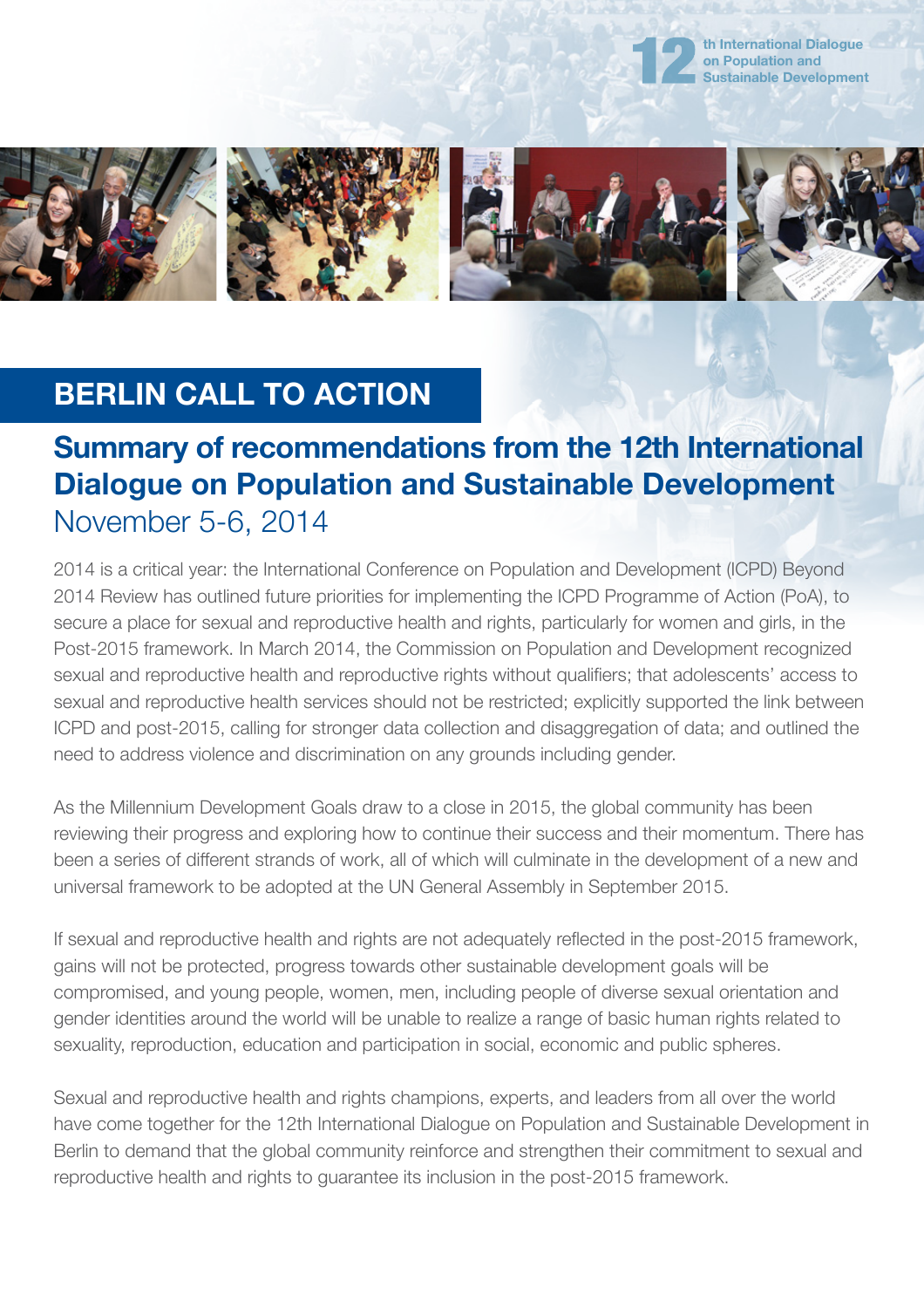12th International Dialogue on Population and Sustainable Development

# BERLIN CALL TO ACTION

## Summary of recommendations from the 12th International Dialogue on Population and Sustainable Development

November 5-6, 2014

2014 is a critical year: the International Conference on Population and Development (ICPD) Beyond 2014 Review has outlined future priorities for implementing the ICPD Programme of Action (PoA), to secure a place for sexual and reproductive health and rights, particularly for women and girls, in the Post-2015 framework. In March 2014, the Commission on Population and Development recognized sexual and reproductive health and reproductive rights without qualifiers; that adolescents' access to sexual and reproductive health services should not be restricted; explicitly supported the link between ICPD and post-2015, calling for stronger data collection and disaggregation of data; and outlined the need to address violence and discrimination on any grounds including gender.

As the Millennium Development Goals draw to a close in 2015, the global community has been reviewing their progress and exploring how to continue their success and their momentum. There has been a series of different strands of work, all of which will culminate in the development of a new and universal framework to be adopted at the UN General Assembly in September 2015.

If sexual and reproductive health and rights are not adequately reflected in the post-2015 framework, gains will not be protected, progress towards other sustainable development goals will be compromised, and young people, women, men, including people of diverse sexual orientation and gender identities around the world will be unable to realize a range of basic human rights related to sexuality, reproduction, education and participation in social, economic and public spheres.

Sexual and reproductive health and rights champions, experts, and leaders from all over the world have come together for the 12th International Dialogue on Population and Sustainable Development in Berlin to demand that the global community reinforce and strengthen their commitment to sexual and reproductive health and rights to guarantee its inclusion in the post-2015 framework.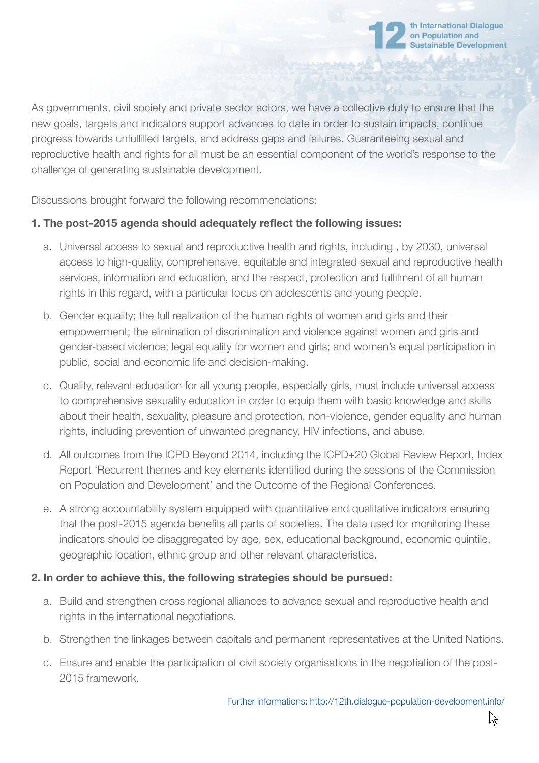As governments, civil society and private sector actors, we have a collective duty to ensure that the new goals, targets and indicators support advances to date in order to sustain impacts, continue progress towards unfulfilled targets, and address gaps and failures. Guaranteeing sexual and reproductive health and rights for all must be an essential component of the world's response to the challenge of generating sustainable development.

Discussions brought forward the following recommendations:

**1. The post-2015 agenda should adequately reflect the following issues:**

a. Universal access to sexual and reproductive health and rights, including , by 2030, universal access to high-quality, comprehensive, equitable and integrated sexual and reproductive health services, information and education, and the respect, protection and fulfilment of all human rights in this regard, with a particular focus on adolescents and young people.

b. Gender equality; the full realization of the human rights of women and girls and their empowerment; the elimination of discrimination and violence against women and girls and gender-based violence; legal equality for women and girls; and women's equal participation in public, social and economic life and decision-making.

c. Quality, relevant education for all young people, especially girls, must include universal access to comprehensive sexuality education in order to equip them with basic knowledge and skills about their health, sexuality, pleasure and protection, non-violence, gender equality and human rights, including prevention of unwanted pregnancy, HIV infections, and abuse.

d. All outcomes from the ICPD Beyond 2014, including the ICPD+20 Global Review Report, Index Report 'Recurrent themes and key elements identified during the sessions of the Commission on Population and Development' and the Outcome of the Regional Conferences.

e. A strong accountability system equipped with quantitative and qualitative indicators ensuring that the post-2015 agenda benefits all parts of societies. The data used for monitoring these indicators should be disaggregated by age, sex, educational background, economic quintile, geographic location, ethnic group and other relevant characteristics.

**2. In order to achieve this, the following strategies should be pursued:**

a. Build and strengthen cross regional alliances to advance sexual and reproductive health and rights in the international negotiations.

b. Strengthen the linkages between capitals and permanent representatives at the United Nations.

c. Ensure and enable the participation of civil society organisations in the negotiation of the post-2015 framework.

Further informations: http://12th.dialogue-population-development.info/